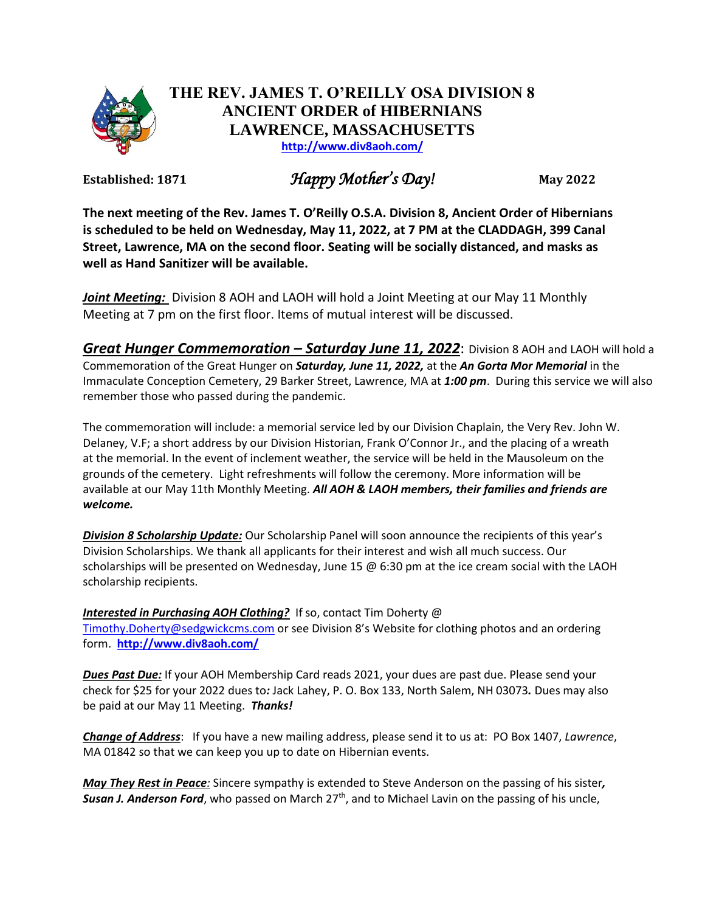# THE REV. JAMES T. O'REILLY OSA DIVISION 8
# ANCIENT ORDER of HIBERNIANS
# LAWRENCE, MASSACHUSETTS

**http://www.div8aoh.com/**

**Established: 1871** *Happy Mother's Day!* **May 2022**

**The next meeting of the Rev. James T. O'Reilly O.S.A. Division 8, Ancient Order of Hibernians is scheduled to be held on Wednesday, May 11, 2022, at 7 PM at the CLADDAGH, 399 Canal Street, Lawrence, MA on the second floor. Seating will be socially distanced, and masks as well as Hand Sanitizer will be available.**

***Joint Meeting:*** Division 8 AOH and LAOH will hold a Joint Meeting at our May 11 Monthly Meeting at 7 pm on the first floor. Items of mutual interest will be discussed.

***Great Hunger Commemoration – Saturday June 11, 2022***: Division 8 AOH and LAOH will hold a Commemoration of the Great Hunger on ***Saturday, June 11, 2022,*** at the ***An Gorta Mor Memorial*** in the Immaculate Conception Cemetery, 29 Barker Street, Lawrence, MA at ***1:00 pm***. During this service we will also remember those who passed during the pandemic.

The commemoration will include: a memorial service led by our Division Chaplain, the Very Rev. John W. Delaney, V.F; a short address by our Division Historian, Frank O'Connor Jr., and the placing of a wreath at the memorial. In the event of inclement weather, the service will be held in the Mausoleum on the grounds of the cemetery. Light refreshments will follow the ceremony. More information will be available at our May 11th Monthly Meeting. ***All AOH & LAOH members, their families and friends are welcome.***

***Division 8 Scholarship Update:*** Our Scholarship Panel will soon announce the recipients of this year's Division Scholarships. We thank all applicants for their interest and wish all much success. Our scholarships will be presented on Wednesday, June 15 @ 6:30 pm at the ice cream social with the LAOH scholarship recipients.

***Interested in Purchasing AOH Clothing?*** If so, contact Tim Doherty @ Timothy.Doherty@sedgwickcms.com or see Division 8's Website for clothing photos and an ordering form. **http://www.div8aoh.com/**

***Dues Past Due:*** If your AOH Membership Card reads 2021, your dues are past due. Please send your check for $25 for your 2022 dues to*:* Jack Lahey, P. O. Box 133, North Salem, NH 03073*.* Dues may also be paid at our May 11 Meeting. ***Thanks!***

***Change of Address***: If you have a new mailing address, please send it to us at: PO Box 1407, *Lawrence*, MA 01842 so that we can keep you up to date on Hibernian events.

***May They Rest in Peace:*** Sincere sympathy is extended to Steve Anderson on the passing of his sister***, Susan J. Anderson Ford***, who passed on March 27th, and to Michael Lavin on the passing of his uncle,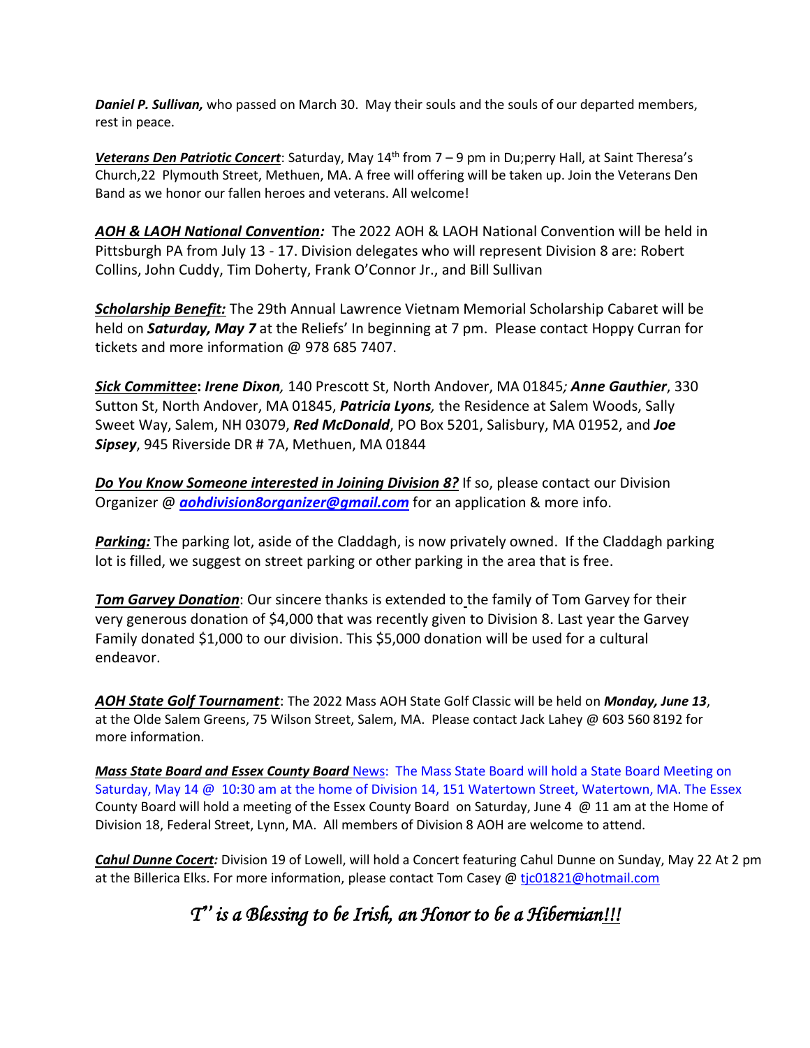***Daniel P. Sullivan,*** who passed on March 30. May their souls and the souls of our departed members, rest in peace.

***Veterans Den Patriotic Concert***: Saturday, May 14th from 7 – 9 pm in Du;perry Hall, at Saint Theresa's Church,22 Plymouth Street, Methuen, MA. A free will offering will be taken up. Join the Veterans Den Band as we honor our fallen heroes and veterans. All welcome!

***AOH & LAOH National Convention:*** The 2022 AOH & LAOH National Convention will be held in Pittsburgh PA from July 13 - 17. Division delegates who will represent Division 8 are: Robert Collins, John Cuddy, Tim Doherty, Frank O'Connor Jr., and Bill Sullivan

***Scholarship Benefit:*** The 29th Annual Lawrence Vietnam Memorial Scholarship Cabaret will be held on ***Saturday, May 7*** at the Reliefs' In beginning at 7 pm. Please contact Hoppy Curran for tickets and more information @ 978 685 7407.

***Sick Committee*: *Irene Dixon,*** 140 Prescott St, North Andover, MA 01845*;* ***Anne Gauthier***, 330 Sutton St, North Andover, MA 01845, ***Patricia Lyons,*** the Residence at Salem Woods, Sally Sweet Way, Salem, NH 03079, ***Red McDonald***, PO Box 5201, Salisbury, MA 01952, and ***Joe Sipsey***, 945 Riverside DR # 7A, Methuen, MA 01844

***Do You Know Someone interested in Joining Division 8?*** If so, please contact our Division Organizer @ ***aohdivision8organizer@gmail.com*** for an application & more info.

***Parking:*** The parking lot, aside of the Claddagh, is now privately owned. If the Claddagh parking lot is filled, we suggest on street parking or other parking in the area that is free.

***Tom Garvey Donation***: Our sincere thanks is extended to the family of Tom Garvey for their very generous donation of $4,000 that was recently given to Division 8. Last year the Garvey Family donated $1,000 to our division. This $5,000 donation will be used for a cultural endeavor.

***AOH State Golf Tournament***: The 2022 Mass AOH State Golf Classic will be held on ***Monday, June 13***, at the Olde Salem Greens, 75 Wilson Street, Salem, MA. Please contact Jack Lahey @ 603 560 8192 for more information.

***Mass State Board and Essex County Board*** News: The Mass State Board will hold a State Board Meeting on Saturday, May 14 @ 10:30 am at the home of Division 14, 151 Watertown Street, Watertown, MA. The Essex County Board will hold a meeting of the Essex County Board on Saturday, June 4 @ 11 am at the Home of Division 18, Federal Street, Lynn, MA. All members of Division 8 AOH are welcome to attend.

***Cahul Dunne Cocert:*** Division 19 of Lowell, will hold a Concert featuring Cahul Dunne on Sunday, May 22 At 2 pm at the Billerica Elks. For more information, please contact Tom Casey @ tjc01821@hotmail.com

*T'' is a Blessing to be Irish, an Honor to be a Hibernian!!!*